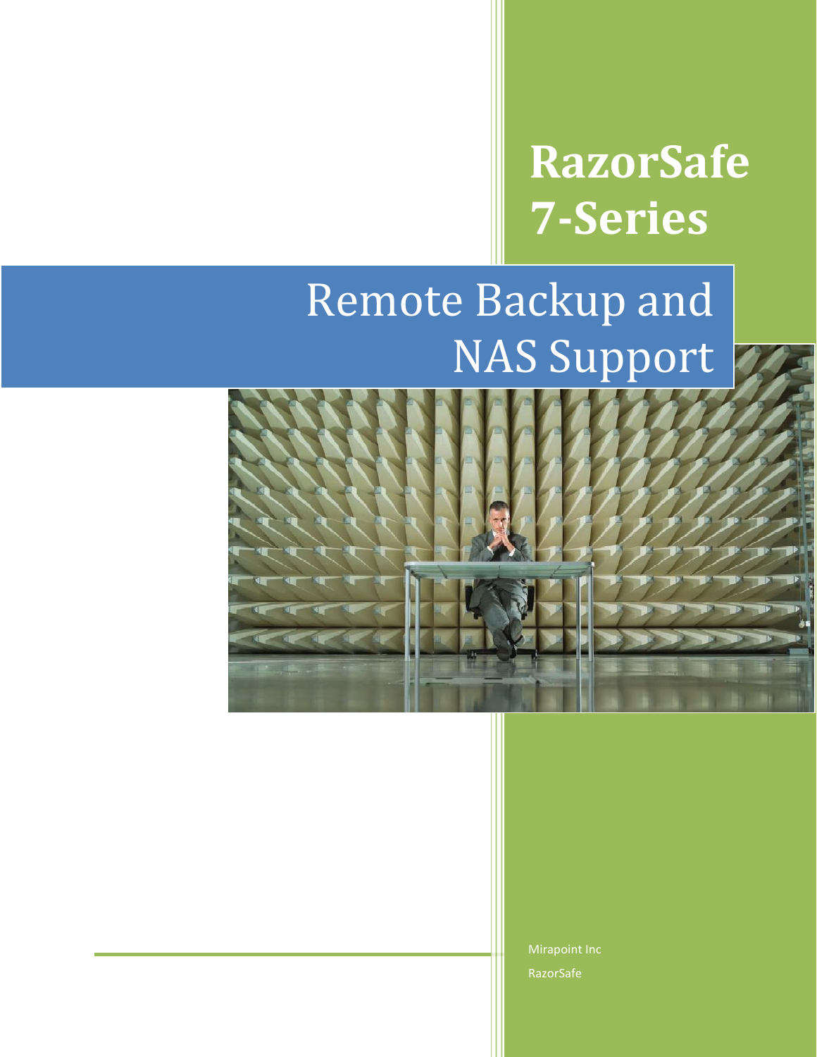# RazorSafe 7-Series

# Remote Backup and NAS Support

Mirapoint Inc

RazorSafe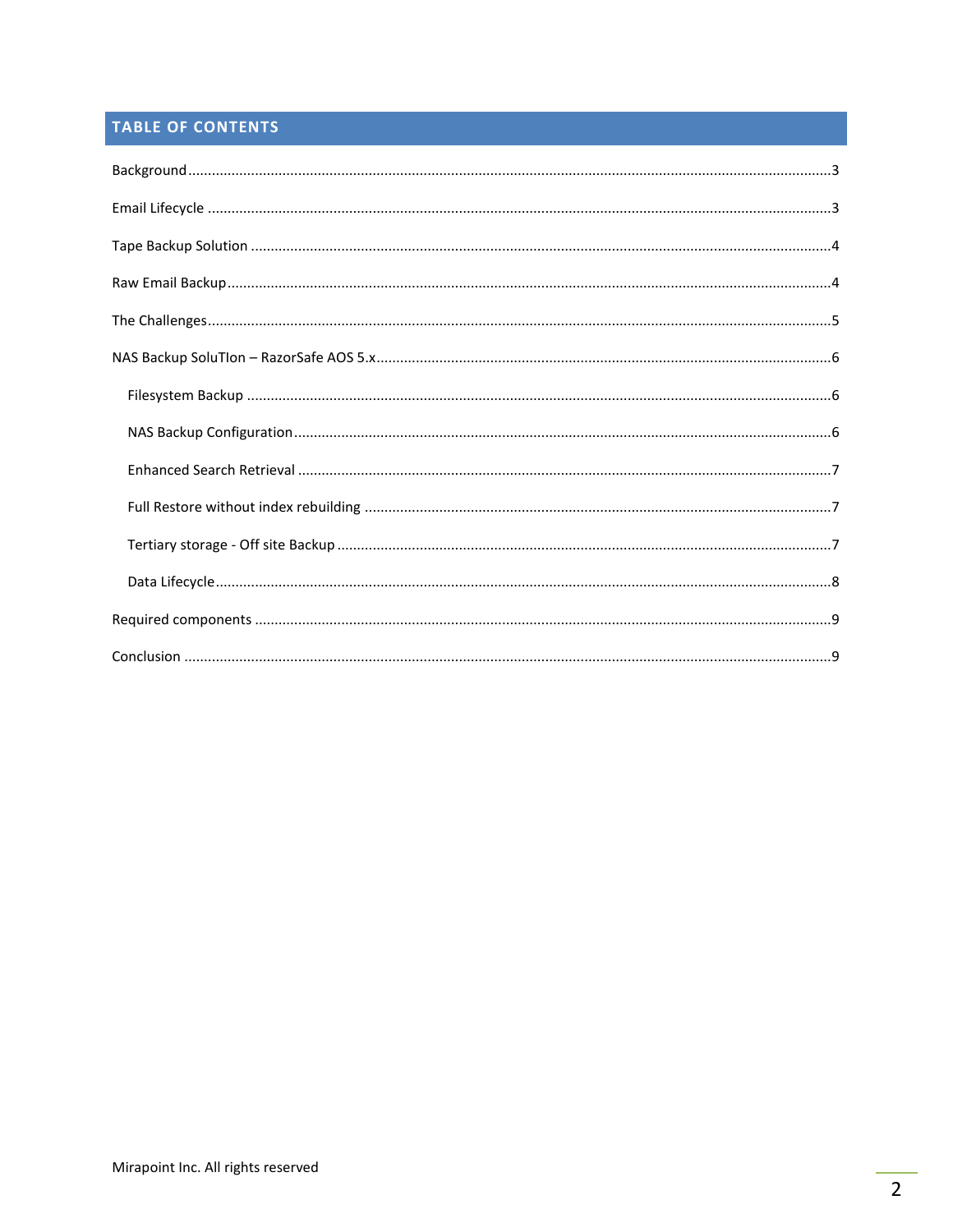## TABLE OF CONTENTS

Background....3

Email Lifecycle ....3

Tape Backup Solution ....4

Raw Email Backup....4

The Challenges....5

NAS Backup SoluTIon – RazorSafe AOS 5.x....6

- Filesystem Backup ....6
- NAS Backup Configuration....6
- Enhanced Search Retrieval ....7
- Full Restore without index rebuilding ....7
- Tertiary storage - Off site Backup ....7
- Data Lifecycle....8

Required components ....9

Conclusion ....9

Mirapoint Inc. All rights reserved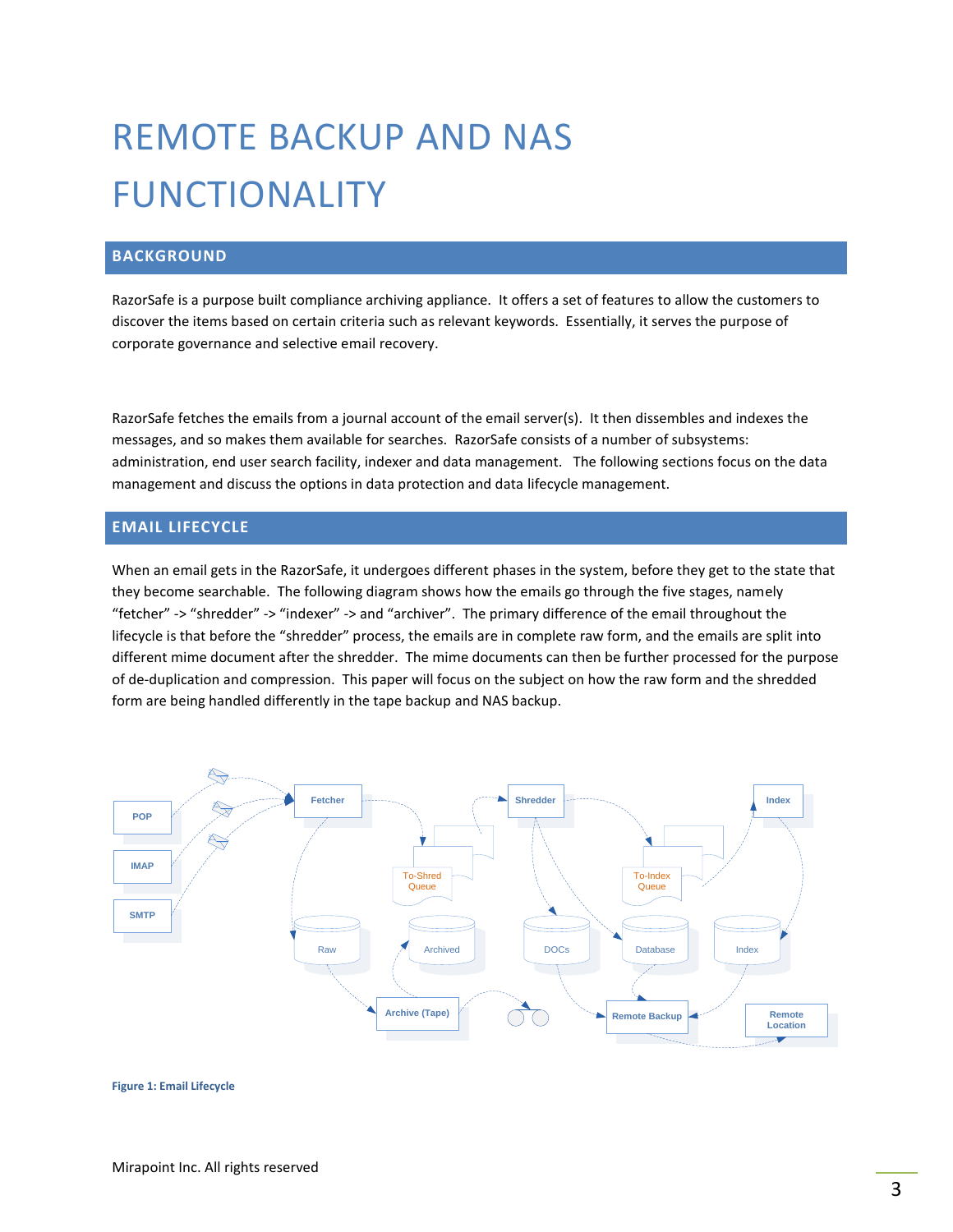# REMOTE BACKUP AND NAS FUNCTIONALITY

## BACKGROUND

RazorSafe is a purpose built compliance archiving appliance. It offers a set of features to allow the customers to discover the items based on certain criteria such as relevant keywords. Essentially, it serves the purpose of corporate governance and selective email recovery.

RazorSafe fetches the emails from a journal account of the email server(s). It then dissembles and indexes the messages, and so makes them available for searches. RazorSafe consists of a number of subsystems: administration, end user search facility, indexer and data management. The following sections focus on the data management and discuss the options in data protection and data lifecycle management.

## EMAIL LIFECYCLE

When an email gets in the RazorSafe, it undergoes different phases in the system, before they get to the state that they become searchable. The following diagram shows how the emails go through the five stages, namely "fetcher" -> "shredder" -> "indexer" -> and "archiver". The primary difference of the email throughout the lifecycle is that before the "shredder" process, the emails are in complete raw form, and the emails are split into different mime document after the shredder. The mime documents can then be further processed for the purpose of de-duplication and compression. This paper will focus on the subject on how the raw form and the shredded form are being handled differently in the tape backup and NAS backup.

POP | IMAP | SMTP | Fetcher | To-Shred Queue | Shredder | To-Index Queue | Index | Raw | Archived | DOCs | Database | Index | Archive (Tape) | Remote Backup | Remote Location

**Figure 1: Email Lifecycle**

Mirapoint Inc. All rights reserved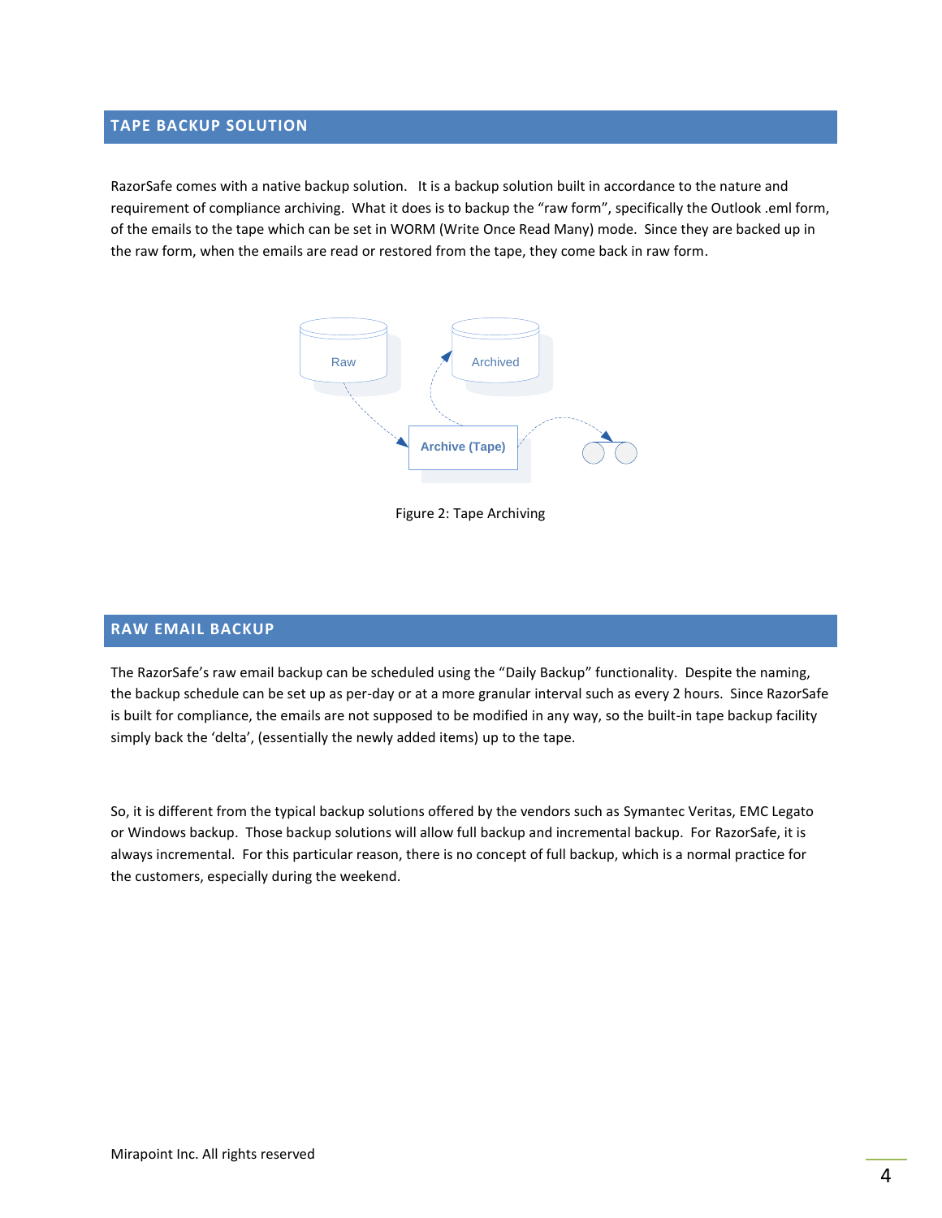## TAPE BACKUP SOLUTION

RazorSafe comes with a native backup solution. It is a backup solution built in accordance to the nature and requirement of compliance archiving. What it does is to backup the "raw form", specifically the Outlook .eml form, of the emails to the tape which can be set in WORM (Write Once Read Many) mode. Since they are backed up in the raw form, when the emails are read or restored from the tape, they come back in raw form.

Figure 2: Tape Archiving

## RAW EMAIL BACKUP

The RazorSafe's raw email backup can be scheduled using the "Daily Backup" functionality. Despite the naming, the backup schedule can be set up as per-day or at a more granular interval such as every 2 hours. Since RazorSafe is built for compliance, the emails are not supposed to be modified in any way, so the built-in tape backup facility simply back the 'delta', (essentially the newly added items) up to the tape.

So, it is different from the typical backup solutions offered by the vendors such as Symantec Veritas, EMC Legato or Windows backup. Those backup solutions will allow full backup and incremental backup. For RazorSafe, it is always incremental. For this particular reason, there is no concept of full backup, which is a normal practice for the customers, especially during the weekend.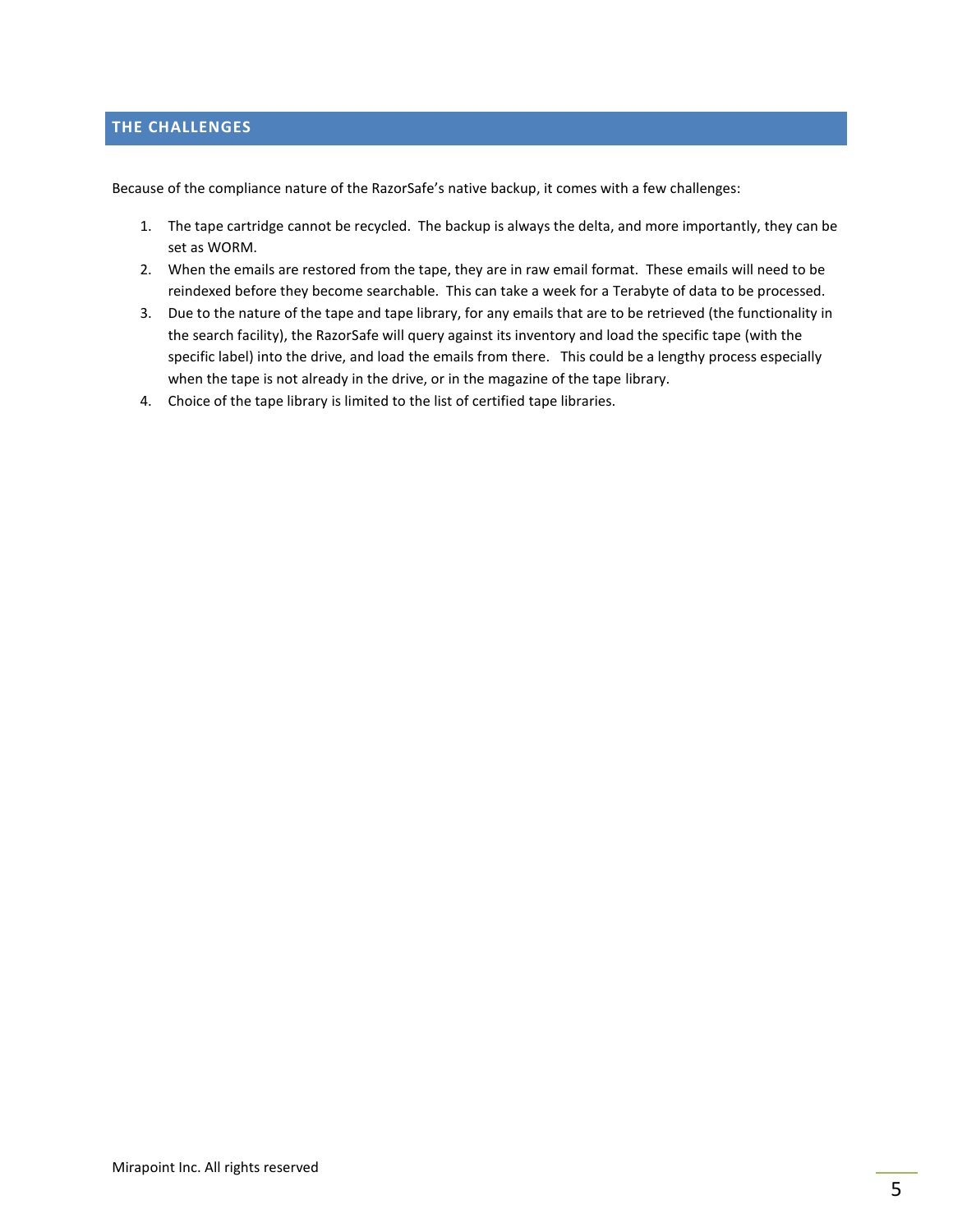## THE CHALLENGES

Because of the compliance nature of the RazorSafe's native backup, it comes with a few challenges:

1. The tape cartridge cannot be recycled. The backup is always the delta, and more importantly, they can be set as WORM.
2. When the emails are restored from the tape, they are in raw email format. These emails will need to be reindexed before they become searchable. This can take a week for a Terabyte of data to be processed.
3. Due to the nature of the tape and tape library, for any emails that are to be retrieved (the functionality in the search facility), the RazorSafe will query against its inventory and load the specific tape (with the specific label) into the drive, and load the emails from there. This could be a lengthy process especially when the tape is not already in the drive, or in the magazine of the tape library.
4. Choice of the tape library is limited to the list of certified tape libraries.

Mirapoint Inc. All rights reserved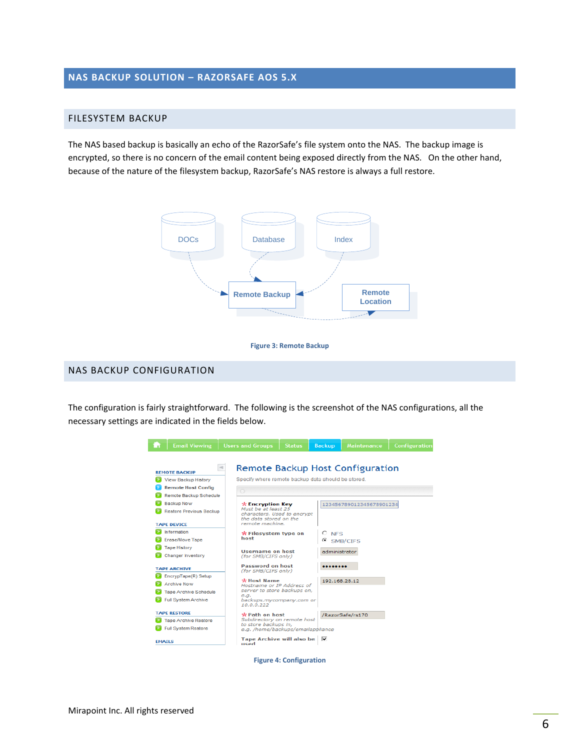# NAS BACKUP SOLUTION – RAZORSAFE AOS 5.X

## FILESYSTEM BACKUP

The NAS based backup is basically an echo of the RazorSafe's file system onto the NAS. The backup image is encrypted, so there is no concern of the email content being exposed directly from the NAS. On the other hand, because of the nature of the filesystem backup, RazorSafe's NAS restore is always a full restore.

Figure 3: Remote Backup

## NAS BACKUP CONFIGURATION

The configuration is fairly straightforward. The following is the screenshot of the NAS configurations, all the necessary settings are indicated in the fields below.

Figure 4: Configuration

Mirapoint Inc. All rights reserved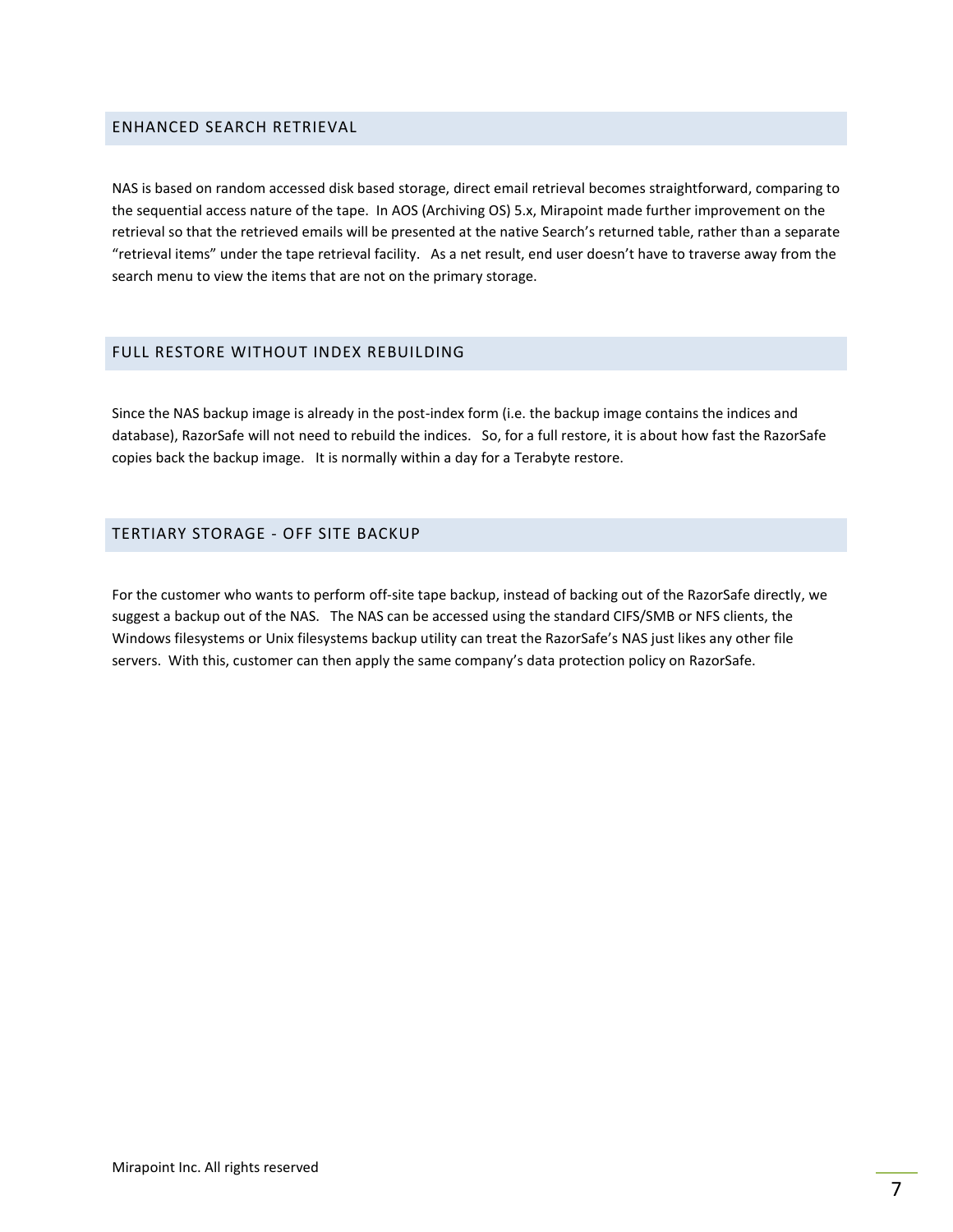## ENHANCED SEARCH RETRIEVAL

NAS is based on random accessed disk based storage, direct email retrieval becomes straightforward, comparing to the sequential access nature of the tape. In AOS (Archiving OS) 5.x, Mirapoint made further improvement on the retrieval so that the retrieved emails will be presented at the native Search's returned table, rather than a separate "retrieval items" under the tape retrieval facility. As a net result, end user doesn't have to traverse away from the search menu to view the items that are not on the primary storage.

## FULL RESTORE WITHOUT INDEX REBUILDING

Since the NAS backup image is already in the post-index form (i.e. the backup image contains the indices and database), RazorSafe will not need to rebuild the indices. So, for a full restore, it is about how fast the RazorSafe copies back the backup image. It is normally within a day for a Terabyte restore.

## TERTIARY STORAGE - OFF SITE BACKUP

For the customer who wants to perform off-site tape backup, instead of backing out of the RazorSafe directly, we suggest a backup out of the NAS. The NAS can be accessed using the standard CIFS/SMB or NFS clients, the Windows filesystems or Unix filesystems backup utility can treat the RazorSafe's NAS just likes any other file servers. With this, customer can then apply the same company's data protection policy on RazorSafe.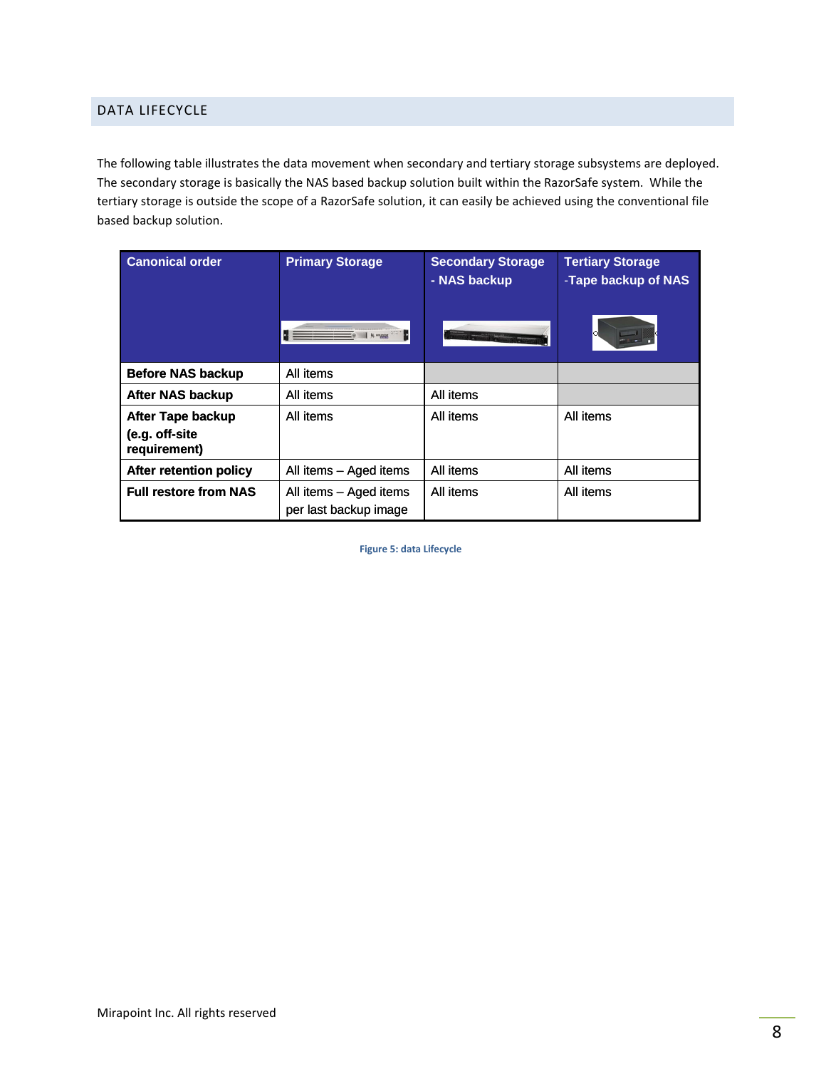## DATA LIFECYCLE

The following table illustrates the data movement when secondary and tertiary storage subsystems are deployed. The secondary storage is basically the NAS based backup solution built within the RazorSafe system. While the tertiary storage is outside the scope of a RazorSafe solution, it can easily be achieved using the conventional file based backup solution.

| Canonical order | Primary Storage | Secondary Storage - NAS backup | Tertiary Storage -Tape backup of NAS |
|---|---|---|---|
| **Before NAS backup** | All items | | |
| **After NAS backup** | All items | All items | |
| **After Tape backup (e.g. off-site requirement)** | All items | All items | All items |
| **After retention policy** | All items – Aged items | All items | All items |
| **Full restore from NAS** | All items – Aged items per last backup image | All items | All items |

Figure 5: data Lifecycle

Mirapoint Inc. All rights reserved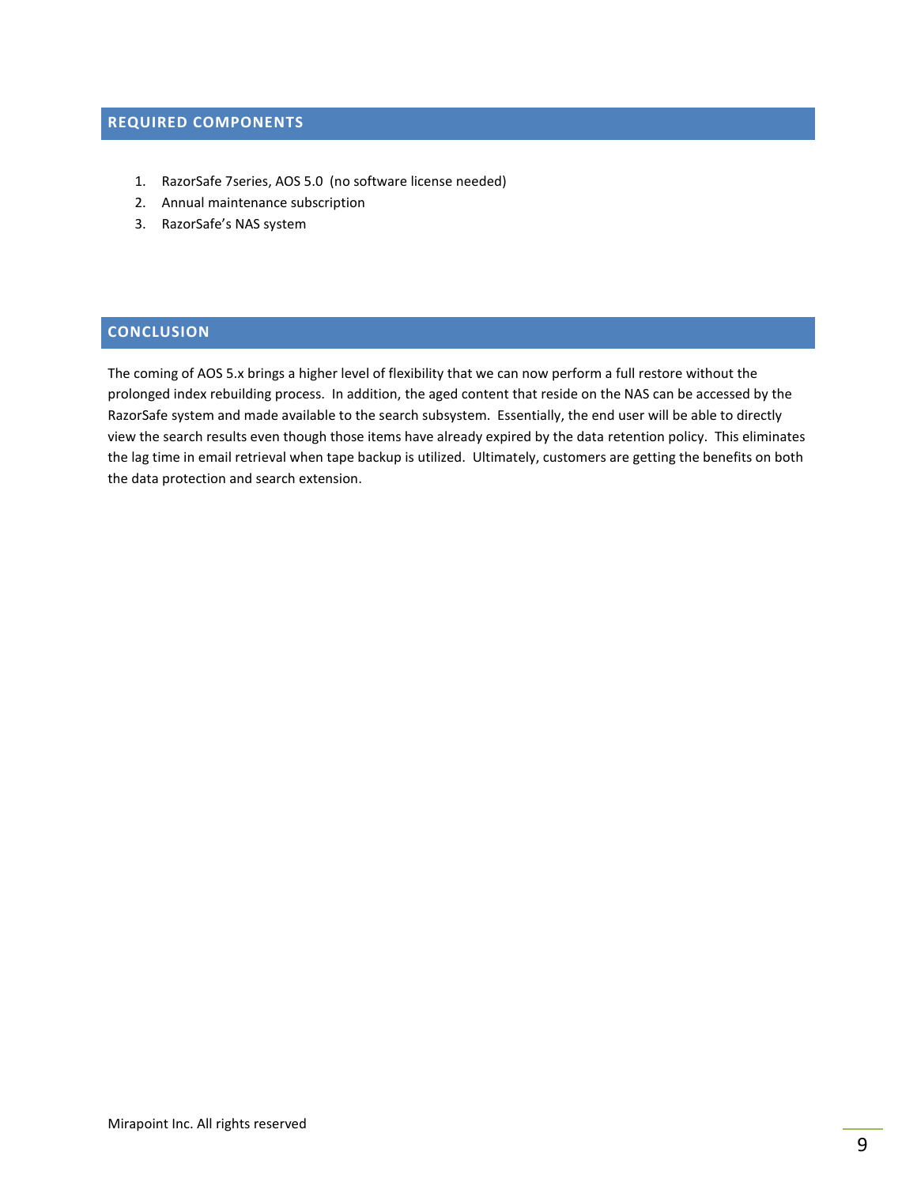## REQUIRED COMPONENTS

1. RazorSafe 7series, AOS 5.0 (no software license needed)
2. Annual maintenance subscription
3. RazorSafe's NAS system

## CONCLUSION

The coming of AOS 5.x brings a higher level of flexibility that we can now perform a full restore without the prolonged index rebuilding process. In addition, the aged content that reside on the NAS can be accessed by the RazorSafe system and made available to the search subsystem. Essentially, the end user will be able to directly view the search results even though those items have already expired by the data retention policy. This eliminates the lag time in email retrieval when tape backup is utilized. Ultimately, customers are getting the benefits on both the data protection and search extension.

Mirapoint Inc. All rights reserved